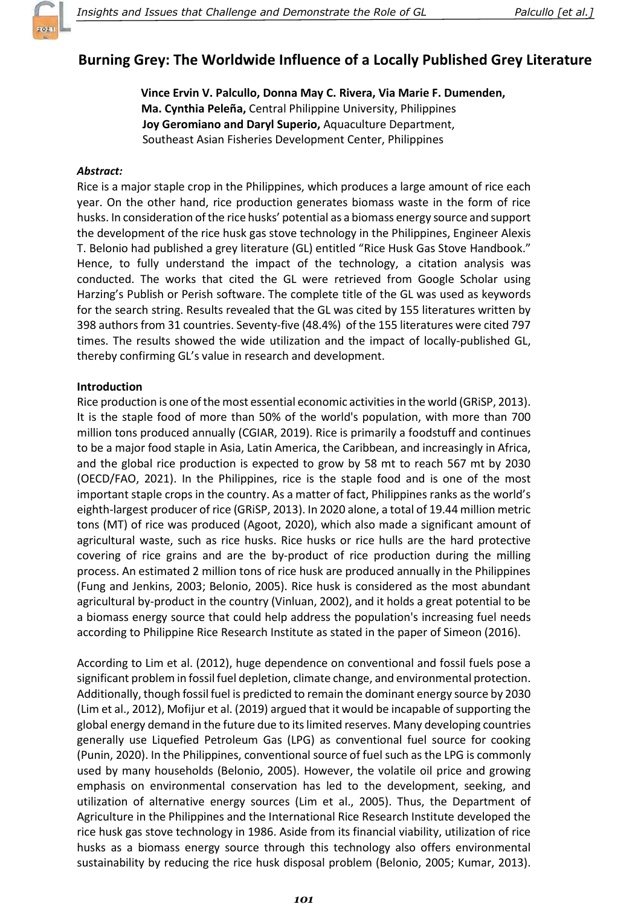# Burning Grey: The Worldwide Influence of a Locally Published Grey Literature

**Vince Ervin V. Palcullo, Donna May C. Rivera, Via Marie F. Dumenden, Ma. Cynthia Peleña,** Central Philippine University, Philippines
**Joy Geromiano and Daryl Superio,** Aquaculture Department, Southeast Asian Fisheries Development Center, Philippines

***Abstract:***

Rice is a major staple crop in the Philippines, which produces a large amount of rice each year. On the other hand, rice production generates biomass waste in the form of rice husks. In consideration of the rice husks' potential as a biomass energy source and support the development of the rice husk gas stove technology in the Philippines, Engineer Alexis T. Belonio had published a grey literature (GL) entitled "Rice Husk Gas Stove Handbook." Hence, to fully understand the impact of the technology, a citation analysis was conducted. The works that cited the GL were retrieved from Google Scholar using Harzing's Publish or Perish software. The complete title of the GL was used as keywords for the search string. Results revealed that the GL was cited by 155 literatures written by 398 authors from 31 countries. Seventy-five (48.4%) of the 155 literatures were cited 797 times. The results showed the wide utilization and the impact of locally-published GL, thereby confirming GL's value in research and development.

## Introduction

Rice production is one of the most essential economic activities in the world (GRiSP, 2013). It is the staple food of more than 50% of the world's population, with more than 700 million tons produced annually (CGIAR, 2019). Rice is primarily a foodstuff and continues to be a major food staple in Asia, Latin America, the Caribbean, and increasingly in Africa, and the global rice production is expected to grow by 58 mt to reach 567 mt by 2030 (OECD/FAO, 2021). In the Philippines, rice is the staple food and is one of the most important staple crops in the country. As a matter of fact, Philippines ranks as the world's eighth-largest producer of rice (GRiSP, 2013). In 2020 alone, a total of 19.44 million metric tons (MT) of rice was produced (Agoot, 2020), which also made a significant amount of agricultural waste, such as rice husks. Rice husks or rice hulls are the hard protective covering of rice grains and are the by-product of rice production during the milling process. An estimated 2 million tons of rice husk are produced annually in the Philippines (Fung and Jenkins, 2003; Belonio, 2005). Rice husk is considered as the most abundant agricultural by-product in the country (Vinluan, 2002), and it holds a great potential to be a biomass energy source that could help address the population's increasing fuel needs according to Philippine Rice Research Institute as stated in the paper of Simeon (2016).

According to Lim et al. (2012), huge dependence on conventional and fossil fuels pose a significant problem in fossil fuel depletion, climate change, and environmental protection. Additionally, though fossil fuel is predicted to remain the dominant energy source by 2030 (Lim et al., 2012), Mofijur et al. (2019) argued that it would be incapable of supporting the global energy demand in the future due to its limited reserves. Many developing countries generally use Liquefied Petroleum Gas (LPG) as conventional fuel source for cooking (Punin, 2020). In the Philippines, conventional source of fuel such as the LPG is commonly used by many households (Belonio, 2005). However, the volatile oil price and growing emphasis on environmental conservation has led to the development, seeking, and utilization of alternative energy sources (Lim et al., 2005). Thus, the Department of Agriculture in the Philippines and the International Rice Research Institute developed the rice husk gas stove technology in 1986. Aside from its financial viability, utilization of rice husks as a biomass energy source through this technology also offers environmental sustainability by reducing the rice husk disposal problem (Belonio, 2005; Kumar, 2013).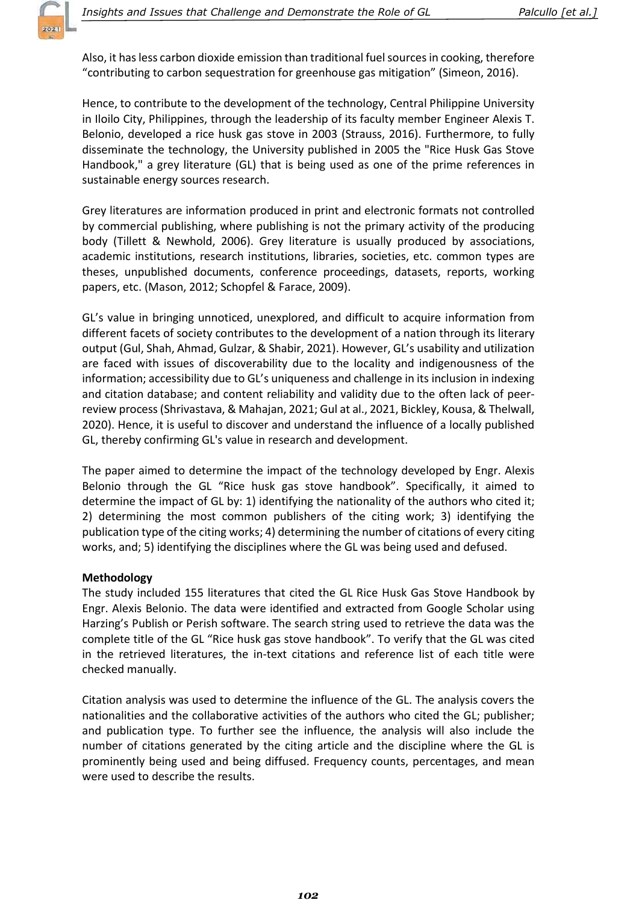Also, it has less carbon dioxide emission than traditional fuel sources in cooking, therefore “contributing to carbon sequestration for greenhouse gas mitigation” (Simeon, 2016).

Hence, to contribute to the development of the technology, Central Philippine University in Iloilo City, Philippines, through the leadership of its faculty member Engineer Alexis T. Belonio, developed a rice husk gas stove in 2003 (Strauss, 2016). Furthermore, to fully disseminate the technology, the University published in 2005 the "Rice Husk Gas Stove Handbook," a grey literature (GL) that is being used as one of the prime references in sustainable energy sources research.

Grey literatures are information produced in print and electronic formats not controlled by commercial publishing, where publishing is not the primary activity of the producing body (Tillett & Newhold, 2006). Grey literature is usually produced by associations, academic institutions, research institutions, libraries, societies, etc. common types are theses, unpublished documents, conference proceedings, datasets, reports, working papers, etc. (Mason, 2012; Schopfel & Farace, 2009).

GL’s value in bringing unnoticed, unexplored, and difficult to acquire information from different facets of society contributes to the development of a nation through its literary output (Gul, Shah, Ahmad, Gulzar, & Shabir, 2021). However, GL’s usability and utilization are faced with issues of discoverability due to the locality and indigenousness of the information; accessibility due to GL’s uniqueness and challenge in its inclusion in indexing and citation database; and content reliability and validity due to the often lack of peer-review process (Shrivastava, & Mahajan, 2021; Gul at al., 2021, Bickley, Kousa, & Thelwall, 2020). Hence, it is useful to discover and understand the influence of a locally published GL, thereby confirming GL's value in research and development.

The paper aimed to determine the impact of the technology developed by Engr. Alexis Belonio through the GL “Rice husk gas stove handbook”. Specifically, it aimed to determine the impact of GL by: 1) identifying the nationality of the authors who cited it; 2) determining the most common publishers of the citing work; 3) identifying the publication type of the citing works; 4) determining the number of citations of every citing works, and; 5) identifying the disciplines where the GL was being used and defused.

**Methodology**

The study included 155 literatures that cited the GL Rice Husk Gas Stove Handbook by Engr. Alexis Belonio. The data were identified and extracted from Google Scholar using Harzing’s Publish or Perish software. The search string used to retrieve the data was the complete title of the GL “Rice husk gas stove handbook”. To verify that the GL was cited in the retrieved literatures, the in-text citations and reference list of each title were checked manually.

Citation analysis was used to determine the influence of the GL. The analysis covers the nationalities and the collaborative activities of the authors who cited the GL; publisher; and publication type. To further see the influence, the analysis will also include the number of citations generated by the citing article and the discipline where the GL is prominently being used and being diffused. Frequency counts, percentages, and mean were used to describe the results.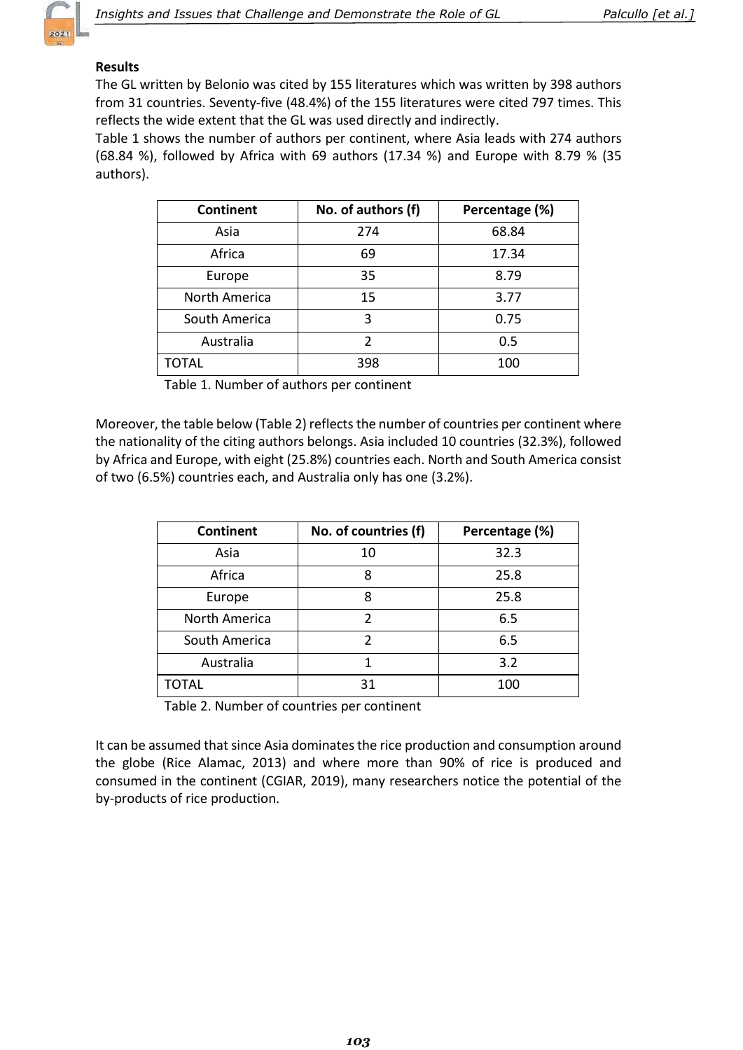## Results

The GL written by Belonio was cited by 155 literatures which was written by 398 authors from 31 countries. Seventy-five (48.4%) of the 155 literatures were cited 797 times. This reflects the wide extent that the GL was used directly and indirectly.

Table 1 shows the number of authors per continent, where Asia leads with 274 authors (68.84 %), followed by Africa with 69 authors (17.34 %) and Europe with 8.79 % (35 authors).

| Continent | No. of authors (f) | Percentage (%) |
|---|---|---|
| Asia | 274 | 68.84 |
| Africa | 69 | 17.34 |
| Europe | 35 | 8.79 |
| North America | 15 | 3.77 |
| South America | 3 | 0.75 |
| Australia | 2 | 0.5 |
| TOTAL | 398 | 100 |

Table 1. Number of authors per continent

Moreover, the table below (Table 2) reflects the number of countries per continent where the nationality of the citing authors belongs. Asia included 10 countries (32.3%), followed by Africa and Europe, with eight (25.8%) countries each. North and South America consist of two (6.5%) countries each, and Australia only has one (3.2%).

| Continent | No. of countries (f) | Percentage (%) |
|---|---|---|
| Asia | 10 | 32.3 |
| Africa | 8 | 25.8 |
| Europe | 8 | 25.8 |
| North America | 2 | 6.5 |
| South America | 2 | 6.5 |
| Australia | 1 | 3.2 |
| TOTAL | 31 | 100 |

Table 2. Number of countries per continent

It can be assumed that since Asia dominates the rice production and consumption around the globe (Rice Alamac, 2013) and where more than 90% of rice is produced and consumed in the continent (CGIAR, 2019), many researchers notice the potential of the by-products of rice production.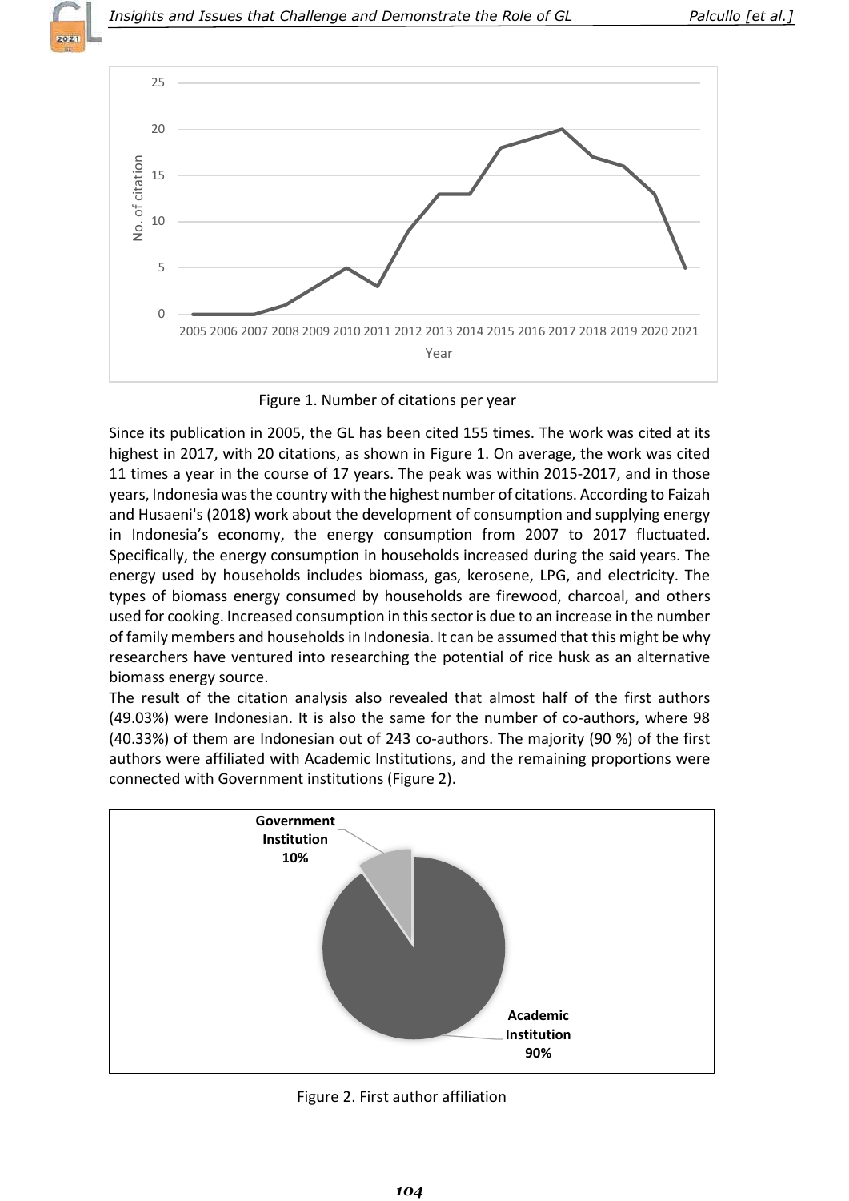Figure 1. Number of citations per year

Since its publication in 2005, the GL has been cited 155 times. The work was cited at its highest in 2017, with 20 citations, as shown in Figure 1. On average, the work was cited 11 times a year in the course of 17 years. The peak was within 2015-2017, and in those years, Indonesia was the country with the highest number of citations. According to Faizah and Husaeni's (2018) work about the development of consumption and supplying energy in Indonesia's economy, the energy consumption from 2007 to 2017 fluctuated. Specifically, the energy consumption in households increased during the said years. The energy used by households includes biomass, gas, kerosene, LPG, and electricity. The types of biomass energy consumed by households are firewood, charcoal, and others used for cooking. Increased consumption in this sector is due to an increase in the number of family members and households in Indonesia. It can be assumed that this might be why researchers have ventured into researching the potential of rice husk as an alternative biomass energy source.

The result of the citation analysis also revealed that almost half of the first authors (49.03%) were Indonesian. It is also the same for the number of co-authors, where 98 (40.33%) of them are Indonesian out of 243 co-authors. The majority (90 %) of the first authors were affiliated with Academic Institutions, and the remaining proportions were connected with Government institutions (Figure 2).

Figure 2. First author affiliation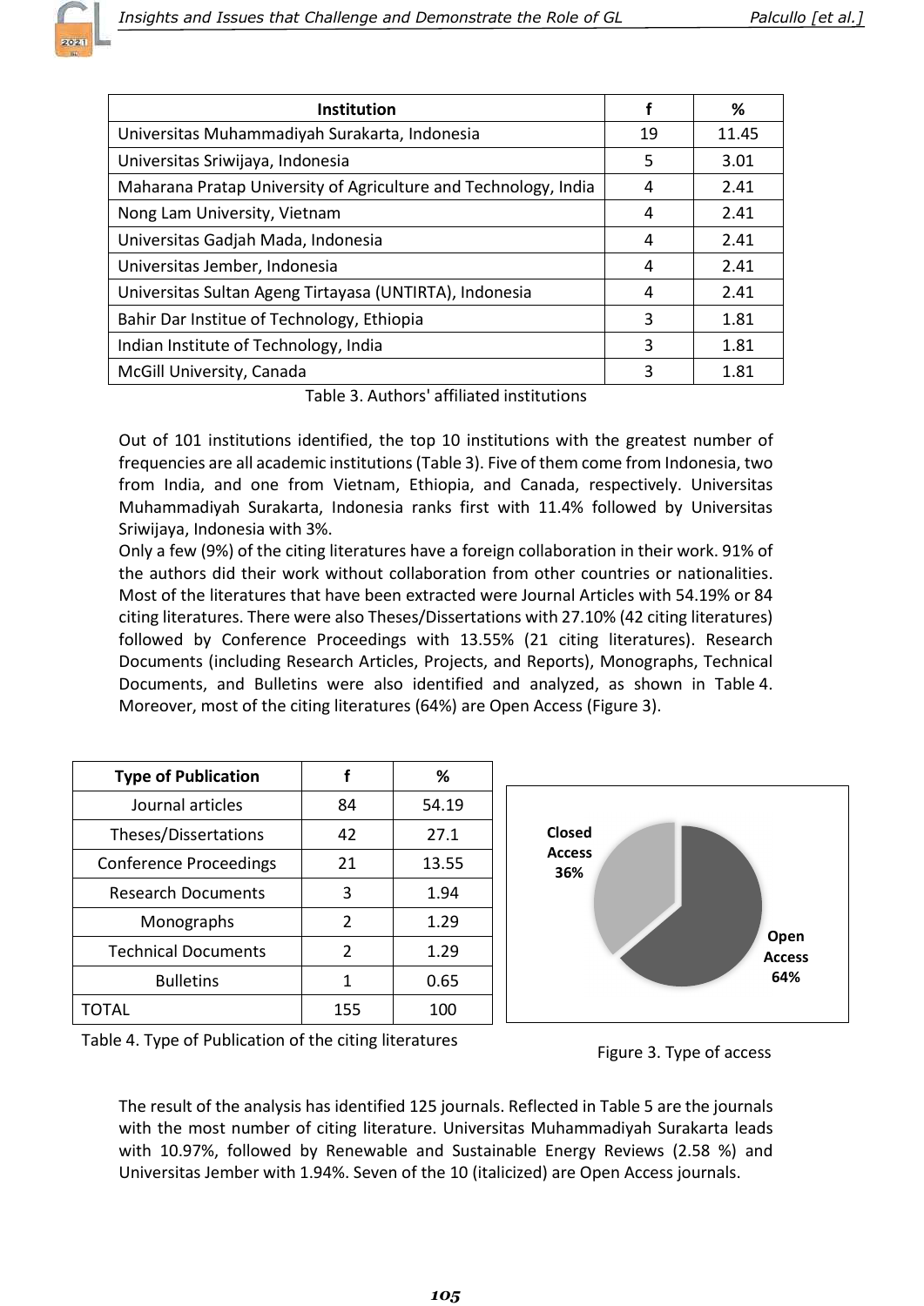| Institution | f | % |
|---|---|---|
| Universitas Muhammadiyah Surakarta, Indonesia | 19 | 11.45 |
| Universitas Sriwijaya, Indonesia | 5 | 3.01 |
| Maharana Pratap University of Agriculture and Technology, India | 4 | 2.41 |
| Nong Lam University, Vietnam | 4 | 2.41 |
| Universitas Gadjah Mada, Indonesia | 4 | 2.41 |
| Universitas Jember, Indonesia | 4 | 2.41 |
| Universitas Sultan Ageng Tirtayasa (UNTIRTA), Indonesia | 4 | 2.41 |
| Bahir Dar Institue of Technology, Ethiopia | 3 | 1.81 |
| Indian Institute of Technology, India | 3 | 1.81 |
| McGill University, Canada | 3 | 1.81 |

Table 3. Authors' affiliated institutions

Out of 101 institutions identified, the top 10 institutions with the greatest number of frequencies are all academic institutions (Table 3). Five of them come from Indonesia, two from India, and one from Vietnam, Ethiopia, and Canada, respectively. Universitas Muhammadiyah Surakarta, Indonesia ranks first with 11.4% followed by Universitas Sriwijaya, Indonesia with 3%.

Only a few (9%) of the citing literatures have a foreign collaboration in their work. 91% of the authors did their work without collaboration from other countries or nationalities. Most of the literatures that have been extracted were Journal Articles with 54.19% or 84 citing literatures. There were also Theses/Dissertations with 27.10% (42 citing literatures) followed by Conference Proceedings with 13.55% (21 citing literatures). Research Documents (including Research Articles, Projects, and Reports), Monographs, Technical Documents, and Bulletins were also identified and analyzed, as shown in Table 4. Moreover, most of the citing literatures (64%) are Open Access (Figure 3).

| Type of Publication | f | % |
|---|---|---|
| Journal articles | 84 | 54.19 |
| Theses/Dissertations | 42 | 27.1 |
| Conference Proceedings | 21 | 13.55 |
| Research Documents | 3 | 1.94 |
| Monographs | 2 | 1.29 |
| Technical Documents | 2 | 1.29 |
| Bulletins | 1 | 0.65 |
| TOTAL | 155 | 100 |

Table 4. Type of Publication of the citing literatures

Closed Access 36%

Open Access 64%

Figure 3. Type of access

The result of the analysis has identified 125 journals. Reflected in Table 5 are the journals with the most number of citing literature. Universitas Muhammadiyah Surakarta leads with 10.97%, followed by Renewable and Sustainable Energy Reviews (2.58 %) and Universitas Jember with 1.94%. Seven of the 10 (italicized) are Open Access journals.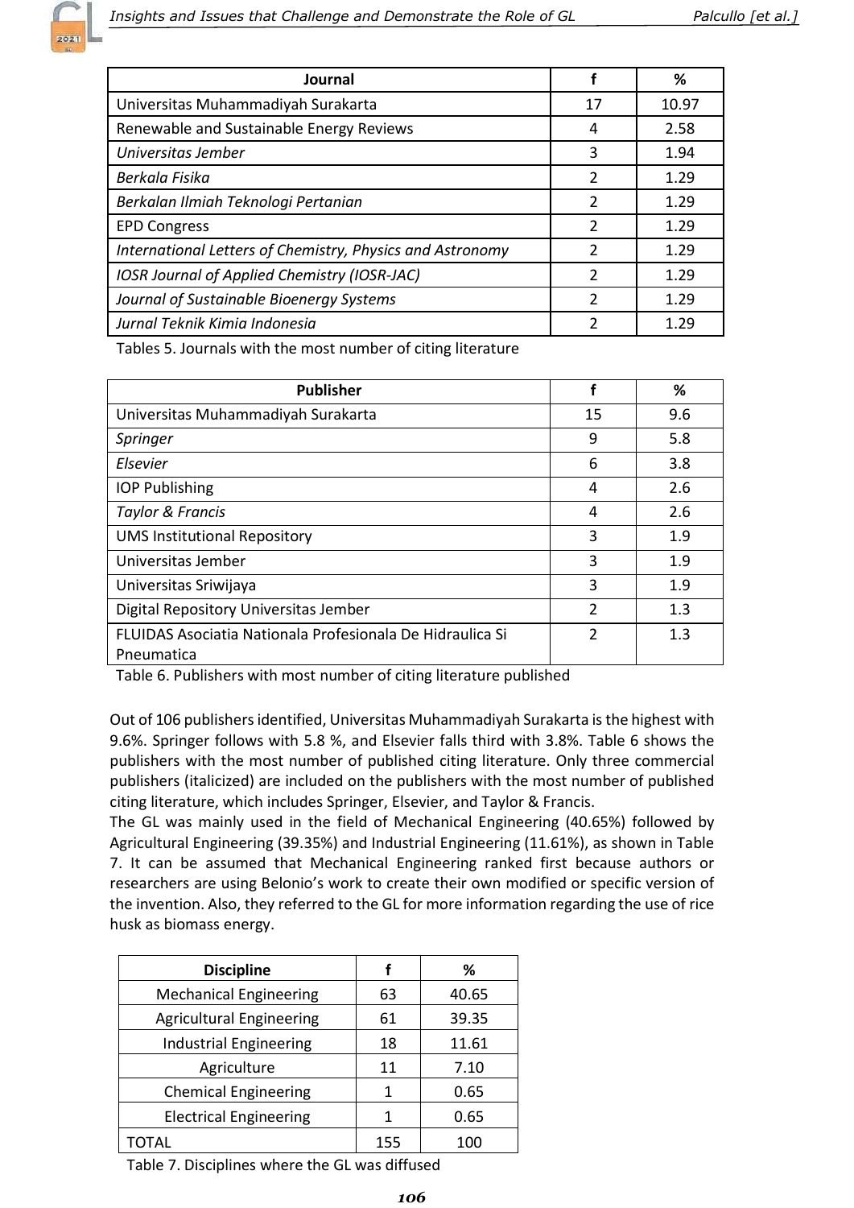| Journal | f | % |
|---|---|---|
| Universitas Muhammadiyah Surakarta | 17 | 10.97 |
| Renewable and Sustainable Energy Reviews | 4 | 2.58 |
| *Universitas Jember* | 3 | 1.94 |
| *Berkala Fisika* | 2 | 1.29 |
| *Berkalan Ilmiah Teknologi Pertanian* | 2 | 1.29 |
| EPD Congress | 2 | 1.29 |
| *International Letters of Chemistry, Physics and Astronomy* | 2 | 1.29 |
| *IOSR Journal of Applied Chemistry (IOSR-JAC)* | 2 | 1.29 |
| *Journal of Sustainable Bioenergy Systems* | 2 | 1.29 |
| *Jurnal Teknik Kimia Indonesia* | 2 | 1.29 |

Tables 5. Journals with the most number of citing literature

| Publisher | f | % |
|---|---|---|
| Universitas Muhammadiyah Surakarta | 15 | 9.6 |
| *Springer* | 9 | 5.8 |
| *Elsevier* | 6 | 3.8 |
| IOP Publishing | 4 | 2.6 |
| *Taylor & Francis* | 4 | 2.6 |
| UMS Institutional Repository | 3 | 1.9 |
| Universitas Jember | 3 | 1.9 |
| Universitas Sriwijaya | 3 | 1.9 |
| Digital Repository Universitas Jember | 2 | 1.3 |
| FLUIDAS Asociatia Nationala Profesionala De Hidraulica Si Pneumatica | 2 | 1.3 |

Table 6. Publishers with most number of citing literature published

Out of 106 publishers identified, Universitas Muhammadiyah Surakarta is the highest with 9.6%. Springer follows with 5.8 %, and Elsevier falls third with 3.8%. Table 6 shows the publishers with the most number of published citing literature. Only three commercial publishers (italicized) are included on the publishers with the most number of published citing literature, which includes Springer, Elsevier, and Taylor & Francis.

The GL was mainly used in the field of Mechanical Engineering (40.65%) followed by Agricultural Engineering (39.35%) and Industrial Engineering (11.61%), as shown in Table 7. It can be assumed that Mechanical Engineering ranked first because authors or researchers are using Belonio's work to create their own modified or specific version of the invention. Also, they referred to the GL for more information regarding the use of rice husk as biomass energy.

| Discipline | f | % |
|---|---|---|
| Mechanical Engineering | 63 | 40.65 |
| Agricultural Engineering | 61 | 39.35 |
| Industrial Engineering | 18 | 11.61 |
| Agriculture | 11 | 7.10 |
| Chemical Engineering | 1 | 0.65 |
| Electrical Engineering | 1 | 0.65 |
| TOTAL | 155 | 100 |

Table 7. Disciplines where the GL was diffused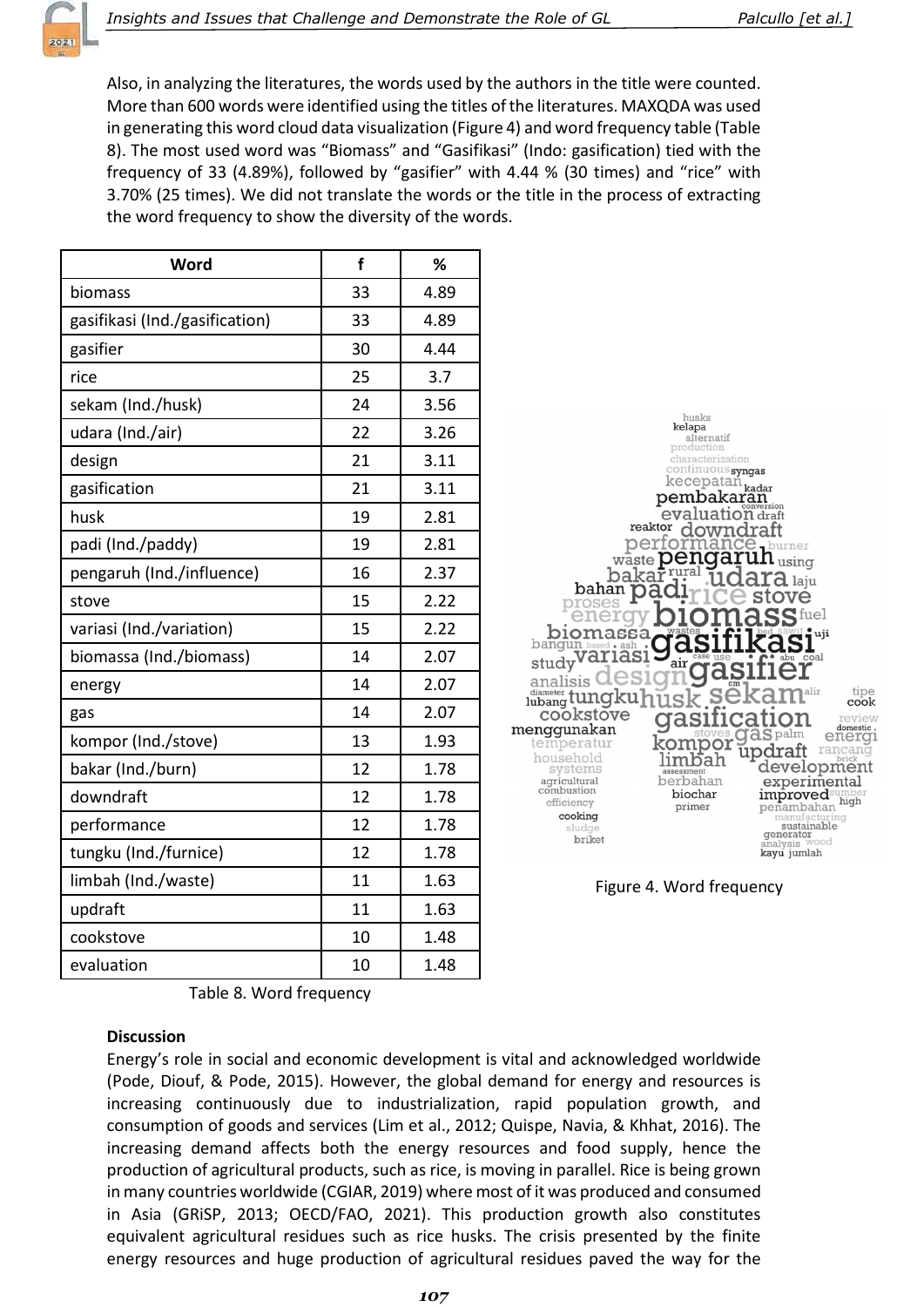Also, in analyzing the literatures, the words used by the authors in the title were counted. More than 600 words were identified using the titles of the literatures. MAXQDA was used in generating this word cloud data visualization (Figure 4) and word frequency table (Table 8). The most used word was "Biomass" and "Gasifikasi" (Indo: gasification) tied with the frequency of 33 (4.89%), followed by "gasifier" with 4.44 % (30 times) and "rice" with 3.70% (25 times). We did not translate the words or the title in the process of extracting the word frequency to show the diversity of the words.

| Word | f | % |
|---|---|---|
| biomass | 33 | 4.89 |
| gasifikasi (Ind./gasification) | 33 | 4.89 |
| gasifier | 30 | 4.44 |
| rice | 25 | 3.7 |
| sekam (Ind./husk) | 24 | 3.56 |
| udara (Ind./air) | 22 | 3.26 |
| design | 21 | 3.11 |
| gasification | 21 | 3.11 |
| husk | 19 | 2.81 |
| padi (Ind./paddy) | 19 | 2.81 |
| pengaruh (Ind./influence) | 16 | 2.37 |
| stove | 15 | 2.22 |
| variasi (Ind./variation) | 15 | 2.22 |
| biomassa (Ind./biomass) | 14 | 2.07 |
| energy | 14 | 2.07 |
| gas | 14 | 2.07 |
| kompor (Ind./stove) | 13 | 1.93 |
| bakar (Ind./burn) | 12 | 1.78 |
| downdraft | 12 | 1.78 |
| performance | 12 | 1.78 |
| tungku (Ind./furnice) | 12 | 1.78 |
| limbah (Ind./waste) | 11 | 1.63 |
| updraft | 11 | 1.63 |
| cookstove | 10 | 1.48 |
| evaluation | 10 | 1.48 |

Table 8. Word frequency

Figure 4. Word frequency

**Discussion**

Energy's role in social and economic development is vital and acknowledged worldwide (Pode, Diouf, & Pode, 2015). However, the global demand for energy and resources is increasing continuously due to industrialization, rapid population growth, and consumption of goods and services (Lim et al., 2012; Quispe, Navia, & Khhat, 2016). The increasing demand affects both the energy resources and food supply, hence the production of agricultural products, such as rice, is moving in parallel. Rice is being grown in many countries worldwide (CGIAR, 2019) where most of it was produced and consumed in Asia (GRiSP, 2013; OECD/FAO, 2021). This production growth also constitutes equivalent agricultural residues such as rice husks. The crisis presented by the finite energy resources and huge production of agricultural residues paved the way for the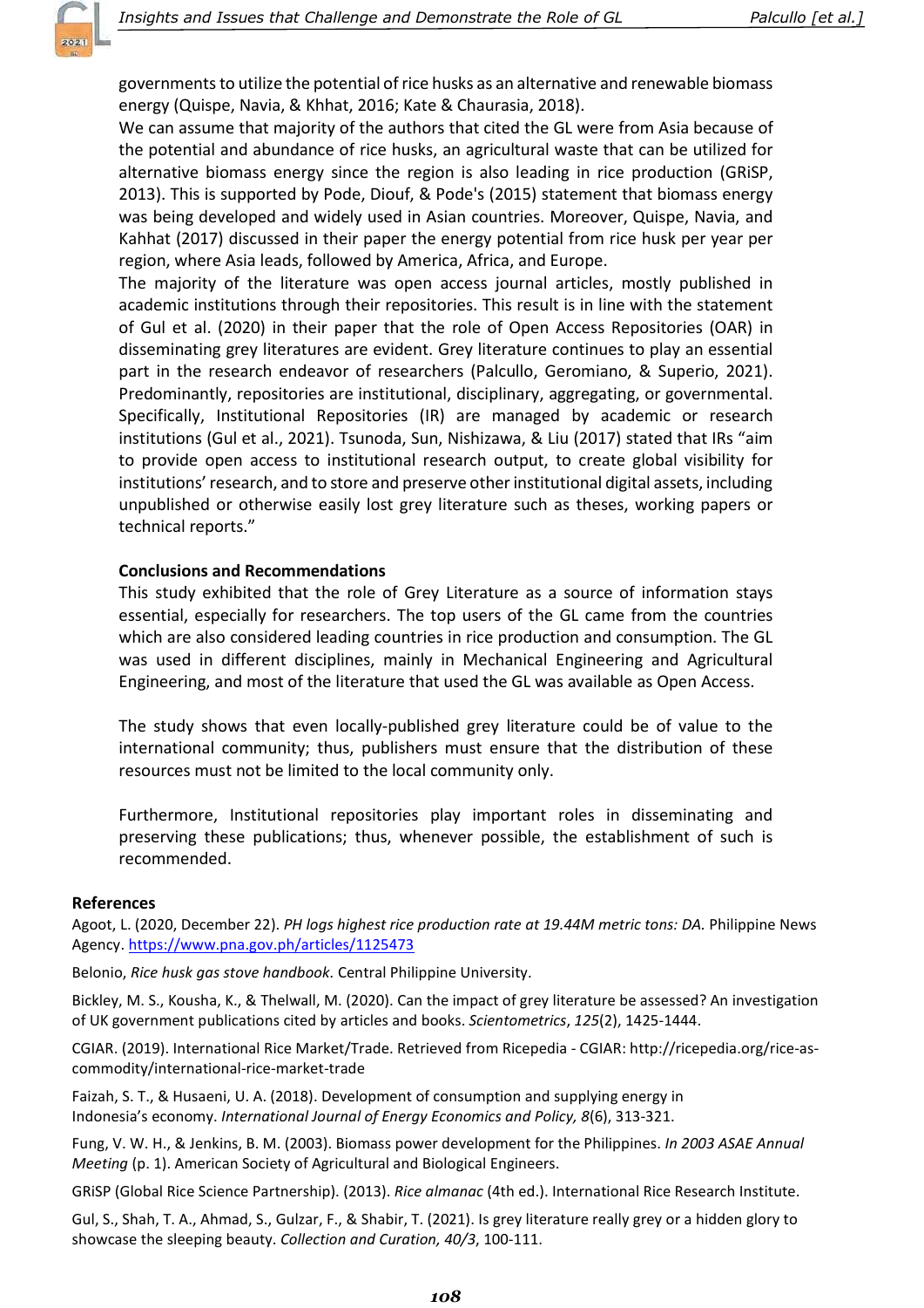governments to utilize the potential of rice husks as an alternative and renewable biomass energy (Quispe, Navia, & Khhat, 2016; Kate & Chaurasia, 2018).

We can assume that majority of the authors that cited the GL were from Asia because of the potential and abundance of rice husks, an agricultural waste that can be utilized for alternative biomass energy since the region is also leading in rice production (GRiSP, 2013). This is supported by Pode, Diouf, & Pode's (2015) statement that biomass energy was being developed and widely used in Asian countries. Moreover, Quispe, Navia, and Kahhat (2017) discussed in their paper the energy potential from rice husk per year per region, where Asia leads, followed by America, Africa, and Europe.

The majority of the literature was open access journal articles, mostly published in academic institutions through their repositories. This result is in line with the statement of Gul et al. (2020) in their paper that the role of Open Access Repositories (OAR) in disseminating grey literatures are evident. Grey literature continues to play an essential part in the research endeavor of researchers (Palcullo, Geromiano, & Superio, 2021). Predominantly, repositories are institutional, disciplinary, aggregating, or governmental. Specifically, Institutional Repositories (IR) are managed by academic or research institutions (Gul et al., 2021). Tsunoda, Sun, Nishizawa, & Liu (2017) stated that IRs "aim to provide open access to institutional research output, to create global visibility for institutions' research, and to store and preserve other institutional digital assets, including unpublished or otherwise easily lost grey literature such as theses, working papers or technical reports."

## Conclusions and Recommendations

This study exhibited that the role of Grey Literature as a source of information stays essential, especially for researchers. The top users of the GL came from the countries which are also considered leading countries in rice production and consumption. The GL was used in different disciplines, mainly in Mechanical Engineering and Agricultural Engineering, and most of the literature that used the GL was available as Open Access.

The study shows that even locally-published grey literature could be of value to the international community; thus, publishers must ensure that the distribution of these resources must not be limited to the local community only.

Furthermore, Institutional repositories play important roles in disseminating and preserving these publications; thus, whenever possible, the establishment of such is recommended.

## References

Agoot, L. (2020, December 22). *PH logs highest rice production rate at 19.44M metric tons: DA.* Philippine News Agency. https://www.pna.gov.ph/articles/1125473

Belonio, *Rice husk gas stove handbook.* Central Philippine University.

Bickley, M. S., Kousha, K., & Thelwall, M. (2020). Can the impact of grey literature be assessed? An investigation of UK government publications cited by articles and books. *Scientometrics*, *125*(2), 1425-1444.

CGIAR. (2019). International Rice Market/Trade. Retrieved from Ricepedia - CGIAR: http://ricepedia.org/rice-as-commodity/international-rice-market-trade

Faizah, S. T., & Husaeni, U. A. (2018). Development of consumption and supplying energy in Indonesia's economy. *International Journal of Energy Economics and Policy, 8*(6), 313-321.

Fung, V. W. H., & Jenkins, B. M. (2003). Biomass power development for the Philippines. *In 2003 ASAE Annual Meeting* (p. 1). American Society of Agricultural and Biological Engineers.

GRiSP (Global Rice Science Partnership). (2013). *Rice almanac* (4th ed.). International Rice Research Institute.

Gul, S., Shah, T. A., Ahmad, S., Gulzar, F., & Shabir, T. (2021). Is grey literature really grey or a hidden glory to showcase the sleeping beauty. *Collection and Curation, 40/3*, 100-111.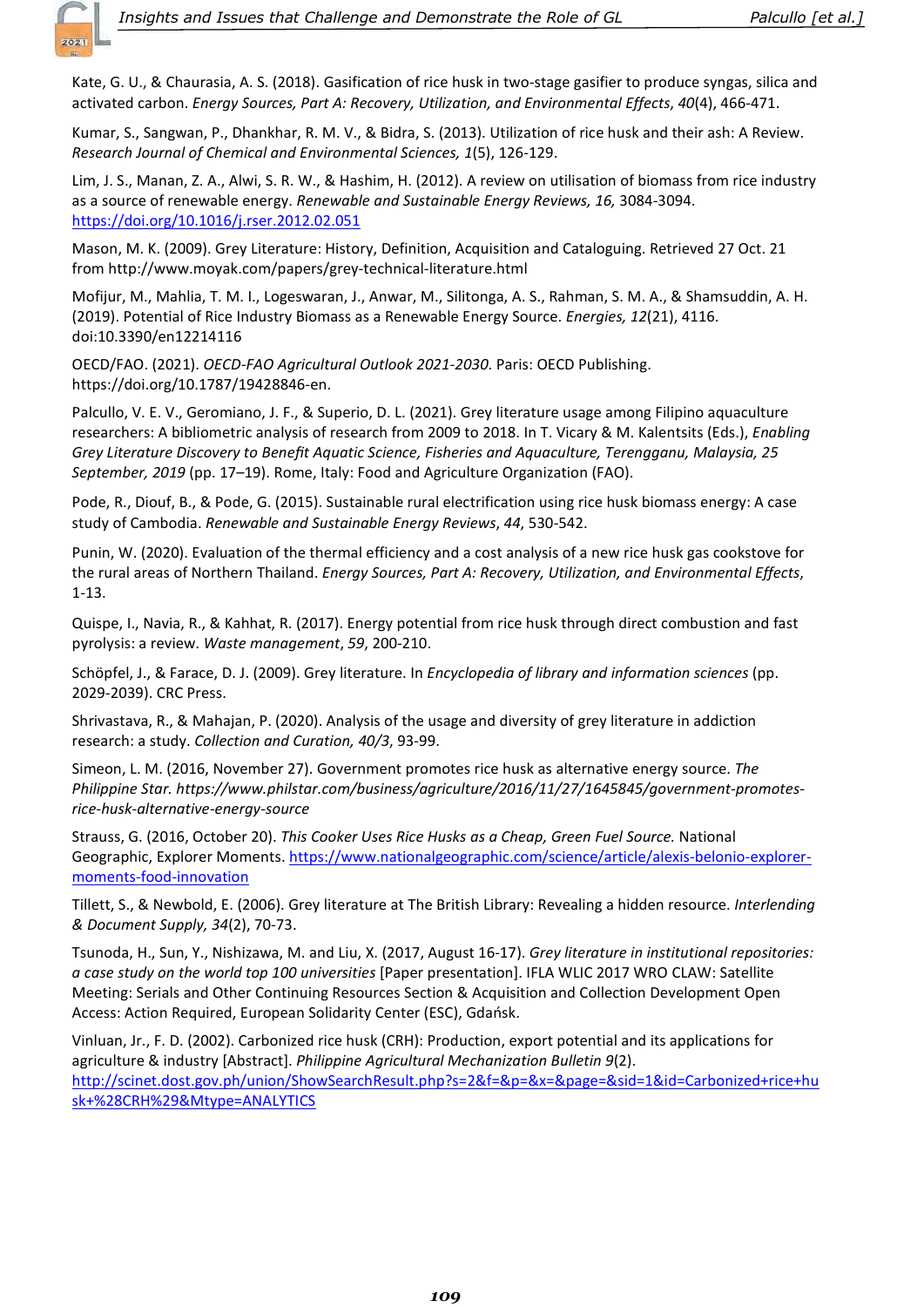Kate, G. U., & Chaurasia, A. S. (2018). Gasification of rice husk in two-stage gasifier to produce syngas, silica and activated carbon. *Energy Sources, Part A: Recovery, Utilization, and Environmental Effects*, *40*(4), 466-471.

Kumar, S., Sangwan, P., Dhankhar, R. M. V., & Bidra, S. (2013). Utilization of rice husk and their ash: A Review. *Research Journal of Chemical and Environmental Sciences, 1*(5), 126-129.

Lim, J. S., Manan, Z. A., Alwi, S. R. W., & Hashim, H. (2012). A review on utilisation of biomass from rice industry as a source of renewable energy. *Renewable and Sustainable Energy Reviews, 16,* 3084-3094. https://doi.org/10.1016/j.rser.2012.02.051

Mason, M. K. (2009). Grey Literature: History, Definition, Acquisition and Cataloguing. Retrieved 27 Oct. 21 from http://www.moyak.com/papers/grey-technical-literature.html

Mofijur, M., Mahlia, T. M. I., Logeswaran, J., Anwar, M., Silitonga, A. S., Rahman, S. M. A., & Shamsuddin, A. H. (2019). Potential of Rice Industry Biomass as a Renewable Energy Source. *Energies, 12*(21), 4116. doi:10.3390/en12214116

OECD/FAO. (2021). *OECD-FAO Agricultural Outlook 2021-2030*. Paris: OECD Publishing. https://doi.org/10.1787/19428846-en.

Palcullo, V. E. V., Geromiano, J. F., & Superio, D. L. (2021). Grey literature usage among Filipino aquaculture researchers: A bibliometric analysis of research from 2009 to 2018. In T. Vicary & M. Kalentsits (Eds.), *Enabling Grey Literature Discovery to Benefit Aquatic Science, Fisheries and Aquaculture, Terengganu, Malaysia, 25 September, 2019* (pp. 17–19). Rome, Italy: Food and Agriculture Organization (FAO).

Pode, R., Diouf, B., & Pode, G. (2015). Sustainable rural electrification using rice husk biomass energy: A case study of Cambodia. *Renewable and Sustainable Energy Reviews*, *44*, 530-542.

Punin, W. (2020). Evaluation of the thermal efficiency and a cost analysis of a new rice husk gas cookstove for the rural areas of Northern Thailand. *Energy Sources, Part A: Recovery, Utilization, and Environmental Effects*, 1-13.

Quispe, I., Navia, R., & Kahhat, R. (2017). Energy potential from rice husk through direct combustion and fast pyrolysis: a review. *Waste management*, *59*, 200-210.

Schöpfel, J., & Farace, D. J. (2009). Grey literature. In *Encyclopedia of library and information sciences* (pp. 2029-2039). CRC Press.

Shrivastava, R., & Mahajan, P. (2020). Analysis of the usage and diversity of grey literature in addiction research: a study. *Collection and Curation, 40/3*, 93-99.

Simeon, L. M. (2016, November 27). Government promotes rice husk as alternative energy source. *The Philippine Star. https://www.philstar.com/business/agriculture/2016/11/27/1645845/government-promotes-rice-husk-alternative-energy-source*

Strauss, G. (2016, October 20). *This Cooker Uses Rice Husks as a Cheap, Green Fuel Source.* National Geographic, Explorer Moments. https://www.nationalgeographic.com/science/article/alexis-belonio-explorer-moments-food-innovation

Tillett, S., & Newbold, E. (2006). Grey literature at The British Library: Revealing a hidden resource. *Interlending & Document Supply, 34*(2), 70-73.

Tsunoda, H., Sun, Y., Nishizawa, M. and Liu, X. (2017, August 16-17). *Grey literature in institutional repositories: a case study on the world top 100 universities* [Paper presentation]. IFLA WLIC 2017 WRO CLAW: Satellite Meeting: Serials and Other Continuing Resources Section & Acquisition and Collection Development Open Access: Action Required, European Solidarity Center (ESC), Gdańsk.

Vinluan, Jr., F. D. (2002). Carbonized rice husk (CRH): Production, export potential and its applications for agriculture & industry [Abstract]. *Philippine Agricultural Mechanization Bulletin 9*(2). http://scinet.dost.gov.ph/union/ShowSearchResult.php?s=2&f=&p=&x=&page=&sid=1&id=Carbonized+rice+husk+%28CRH%29&Mtype=ANALYTICS